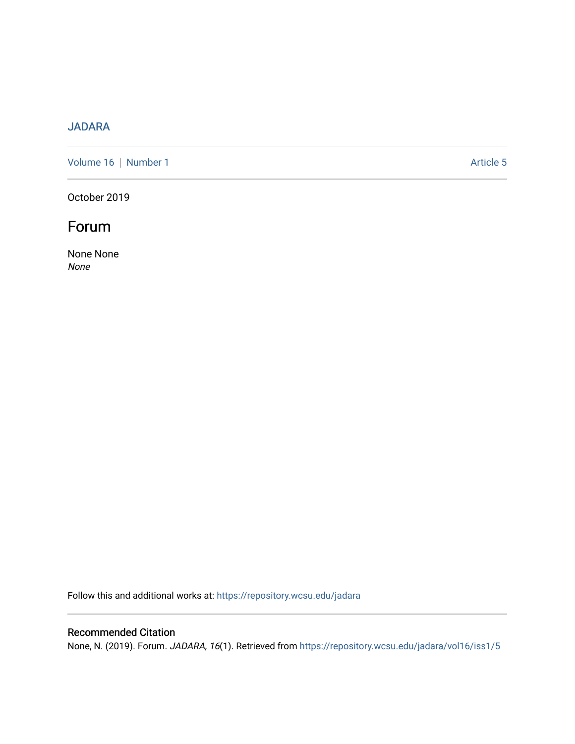JADARA

Volume 16 | Number 1 Article 5

October 2019

# Forum

None None
*None*

Follow this and additional works at: https://repository.wcsu.edu/jadara

## Recommended Citation

None, N. (2019). Forum. *JADARA, 16*(1). Retrieved from https://repository.wcsu.edu/jadara/vol16/iss1/5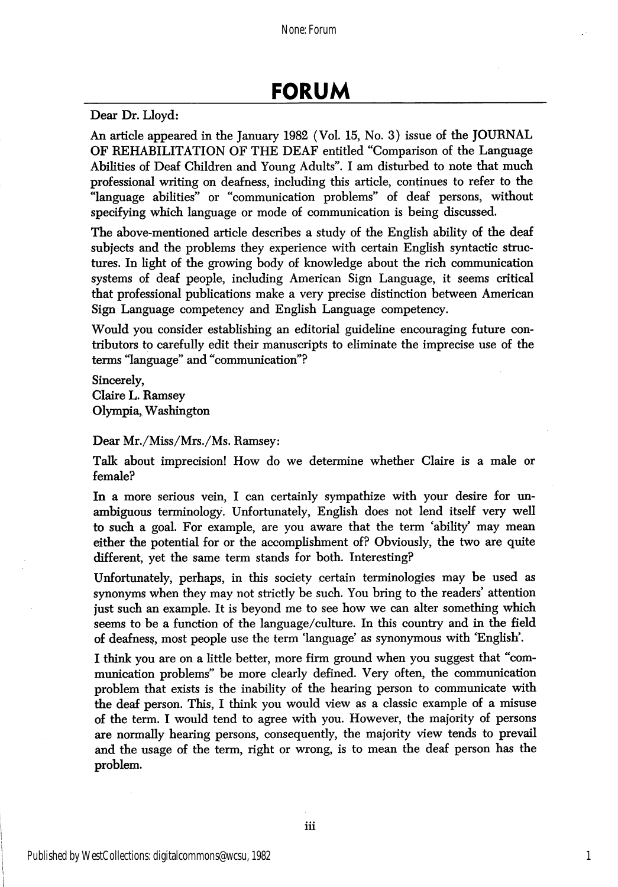# FORUM

Dear Dr. Lloyd:

An article appeared in the January 1982 (Vol. 15, No. 3) issue of the JOURNAL OF REHABILITATION OF THE DEAF entitled "Comparison of the Language Abilities of Deaf Children and Young Adults". I am disturbed to note that much professional writing on deafness, including this article, continues to refer to the "language abilities" or "communication problems" of deaf persons, without specifying which language or mode of communication is being discussed.

The above-mentioned article describes a study of the English ability of the deaf subjects and the problems they experience with certain English syntactic structures. In light of the growing body of knowledge about the rich communication systems of deaf people, including American Sign Language, it seems critical that professional publications make a very precise distinction between American Sign Language competency and English Language competency.

Would you consider establishing an editorial guideline encouraging future contributors to carefully edit their manuscripts to eliminate the imprecise use of the terms "language" and "communication"?

Sincerely,
Claire L. Ramsey
Olympia, Washington

Dear Mr./Miss/Mrs./Ms. Ramsey:

Talk about imprecision! How do we determine whether Claire is a male or female?

In a more serious vein, I can certainly sympathize with your desire for unambiguous terminology. Unfortunately, English does not lend itself very well to such a goal. For example, are you aware that the term 'ability' may mean either the potential for or the accomplishment of? Obviously, the two are quite different, yet the same term stands for both. Interesting?

Unfortunately, perhaps, in this society certain terminologies may be used as synonyms when they may not strictly be such. You bring to the readers' attention just such an example. It is beyond me to see how we can alter something which seems to be a function of the language/culture. In this country and in the field of deafness, most people use the term 'language' as synonymous with 'English'.

I think you are on a little better, more firm ground when you suggest that "communication problems" be more clearly defined. Very often, the communication problem that exists is the inability of the hearing person to communicate with the deaf person. This, I think you would view as a classic example of a misuse of the term. I would tend to agree with you. However, the majority of persons are normally hearing persons, consequently, the majority view tends to prevail and the usage of the term, right or wrong, is to mean the deaf person has the problem.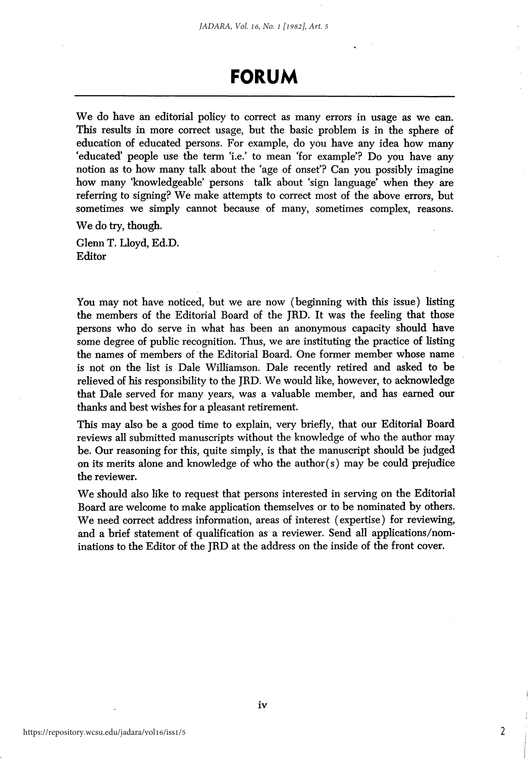# FORUM

We do have an editorial policy to correct as many errors in usage as we can. This results in more correct usage, but the basic problem is in the sphere of education of educated persons. For example, do you have any idea how many 'educated' people use the term 'i.e.' to mean 'for example'? Do you have any notion as to how many talk about the 'age of onset'? Can you possibly imagine how many 'knowledgeable' persons talk about 'sign language' when they are referring to signing? We make attempts to correct most of the above errors, but sometimes we simply cannot because of many, sometimes complex, reasons.

We do try, though.

Glenn T. Lloyd, Ed.D.
Editor

You may not have noticed, but we are now (beginning with this issue) listing the members of the Editorial Board of the JRD. It was the feeling that those persons who do serve in what has been an anonymous capacity should have some degree of public recognition. Thus, we are instituting the practice of listing the names of members of the Editorial Board. One former member whose name is not on the list is Dale Williamson. Dale recently retired and asked to be relieved of his responsibility to the JRD. We would like, however, to acknowledge that Dale served for many years, was a valuable member, and has earned our thanks and best wishes for a pleasant retirement.

This may also be a good time to explain, very briefly, that our Editorial Board reviews all submitted manuscripts without the knowledge of who the author may be. Our reasoning for this, quite simply, is that the manuscript should be judged on its merits alone and knowledge of who the author(s) may be could prejudice the reviewer.

We should also like to request that persons interested in serving on the Editorial Board are welcome to make application themselves or to be nominated by others. We need correct address information, areas of interest (expertise) for reviewing, and a brief statement of qualification as a reviewer. Send all applications/nominations to the Editor of the JRD at the address on the inside of the front cover.